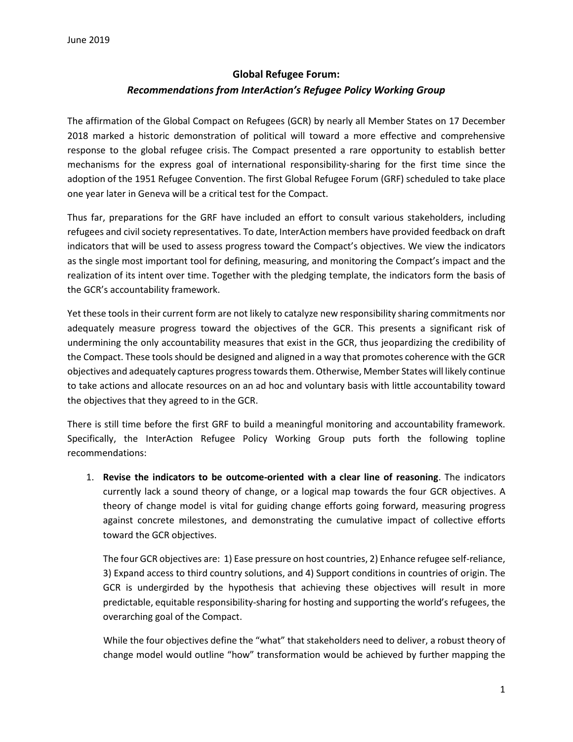June 2019

## Global Refugee Forum:
### *Recommendations from InterAction's Refugee Policy Working Group*

The affirmation of the Global Compact on Refugees (GCR) by nearly all Member States on 17 December 2018 marked a historic demonstration of political will toward a more effective and comprehensive response to the global refugee crisis. The Compact presented a rare opportunity to establish better mechanisms for the express goal of international responsibility-sharing for the first time since the adoption of the 1951 Refugee Convention. The first Global Refugee Forum (GRF) scheduled to take place one year later in Geneva will be a critical test for the Compact.

Thus far, preparations for the GRF have included an effort to consult various stakeholders, including refugees and civil society representatives. To date, InterAction members have provided feedback on draft indicators that will be used to assess progress toward the Compact's objectives. We view the indicators as the single most important tool for defining, measuring, and monitoring the Compact's impact and the realization of its intent over time. Together with the pledging template, the indicators form the basis of the GCR's accountability framework.

Yet these tools in their current form are not likely to catalyze new responsibility sharing commitments nor adequately measure progress toward the objectives of the GCR. This presents a significant risk of undermining the only accountability measures that exist in the GCR, thus jeopardizing the credibility of the Compact. These tools should be designed and aligned in a way that promotes coherence with the GCR objectives and adequately captures progress towards them. Otherwise, Member States will likely continue to take actions and allocate resources on an ad hoc and voluntary basis with little accountability toward the objectives that they agreed to in the GCR.

There is still time before the first GRF to build a meaningful monitoring and accountability framework. Specifically, the InterAction Refugee Policy Working Group puts forth the following topline recommendations:

1. **Revise the indicators to be outcome-oriented with a clear line of reasoning**. The indicators currently lack a sound theory of change, or a logical map towards the four GCR objectives. A theory of change model is vital for guiding change efforts going forward, measuring progress against concrete milestones, and demonstrating the cumulative impact of collective efforts toward the GCR objectives.

   The four GCR objectives are: 1) Ease pressure on host countries, 2) Enhance refugee self-reliance, 3) Expand access to third country solutions, and 4) Support conditions in countries of origin. The GCR is undergirded by the hypothesis that achieving these objectives will result in more predictable, equitable responsibility-sharing for hosting and supporting the world's refugees, the overarching goal of the Compact.

   While the four objectives define the "what" that stakeholders need to deliver, a robust theory of change model would outline "how" transformation would be achieved by further mapping the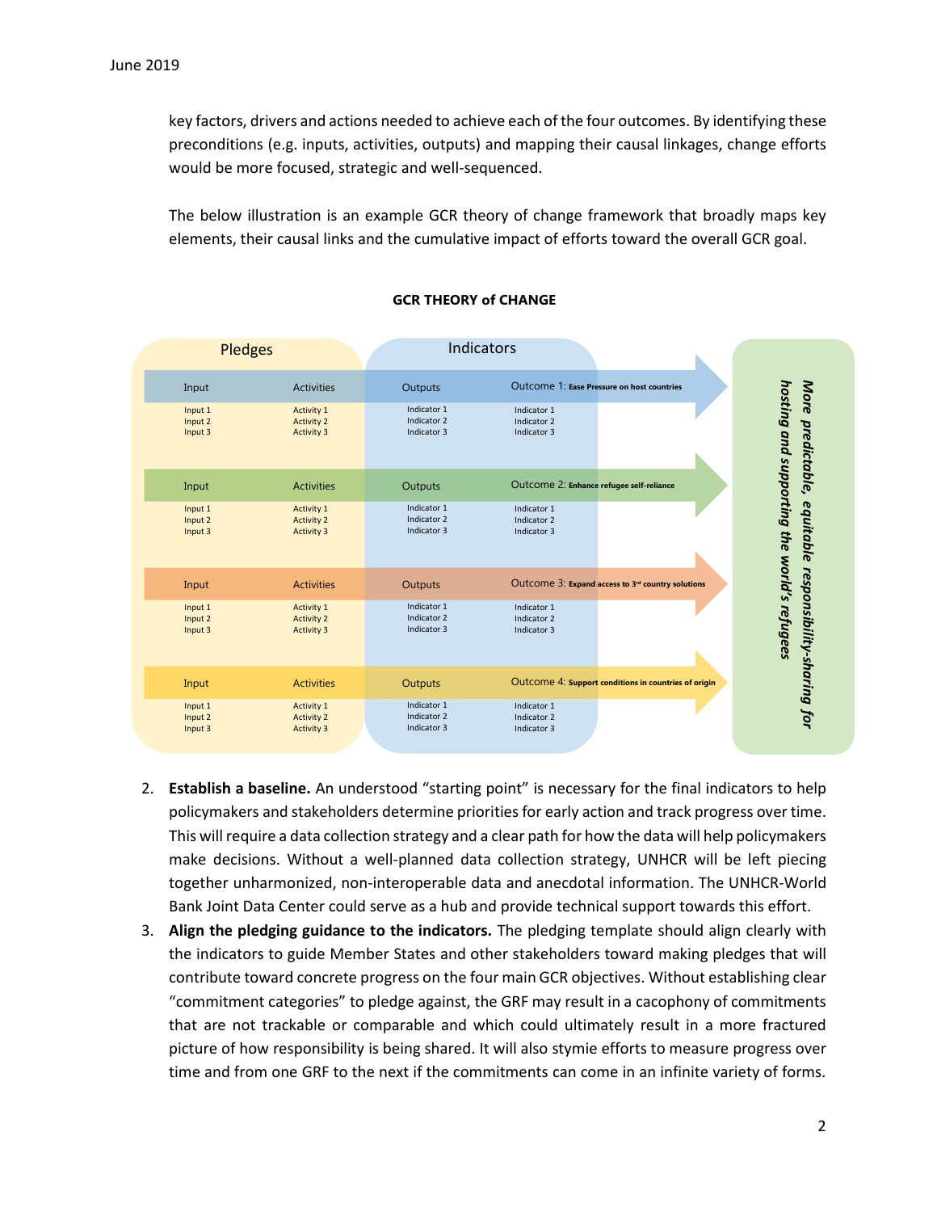key factors, drivers and actions needed to achieve each of the four outcomes. By identifying these preconditions (e.g. inputs, activities, outputs) and mapping their causal linkages, change efforts would be more focused, strategic and well-sequenced.

The below illustration is an example GCR theory of change framework that broadly maps key elements, their causal links and the cumulative impact of efforts toward the overall GCR goal.

**GCR THEORY of CHANGE**

| Pledges | | Indicators | | |
|---|---|---|---|---|
| Input | Activities | Outputs | Outcome 1: **Ease Pressure on host countries** | *More predictable, equitable responsibility-sharing for hosting and supporting the world's refugees* |
| Input 1<br>Input 2<br>Input 3 | Activity 1<br>Activity 2<br>Activity 3 | Indicator 1<br>Indicator 2<br>Indicator 3 | Indicator 1<br>Indicator 2<br>Indicator 3 | |
| Input | Activities | Outputs | Outcome 2: **Enhance refugee self-reliance** | |
| Input 1<br>Input 2<br>Input 3 | Activity 1<br>Activity 2<br>Activity 3 | Indicator 1<br>Indicator 2<br>Indicator 3 | Indicator 1<br>Indicator 2<br>Indicator 3 | |
| Input | Activities | Outputs | Outcome 3: **Expand access to 3rd country solutions** | |
| Input 1<br>Input 2<br>Input 3 | Activity 1<br>Activity 2<br>Activity 3 | Indicator 1<br>Indicator 2<br>Indicator 3 | Indicator 1<br>Indicator 2<br>Indicator 3 | |
| Input | Activities | Outputs | Outcome 4: **Support conditions in countries of origin** | |
| Input 1<br>Input 2<br>Input 3 | Activity 1<br>Activity 2<br>Activity 3 | Indicator 1<br>Indicator 2<br>Indicator 3 | Indicator 1<br>Indicator 2<br>Indicator 3 | |

2. **Establish a baseline.** An understood "starting point" is necessary for the final indicators to help policymakers and stakeholders determine priorities for early action and track progress over time. This will require a data collection strategy and a clear path for how the data will help policymakers make decisions. Without a well-planned data collection strategy, UNHCR will be left piecing together unharmonized, non-interoperable data and anecdotal information. The UNHCR-World Bank Joint Data Center could serve as a hub and provide technical support towards this effort.
3. **Align the pledging guidance to the indicators.** The pledging template should align clearly with the indicators to guide Member States and other stakeholders toward making pledges that will contribute toward concrete progress on the four main GCR objectives. Without establishing clear "commitment categories" to pledge against, the GRF may result in a cacophony of commitments that are not trackable or comparable and which could ultimately result in a more fractured picture of how responsibility is being shared. It will also stymie efforts to measure progress over time and from one GRF to the next if the commitments can come in an infinite variety of forms.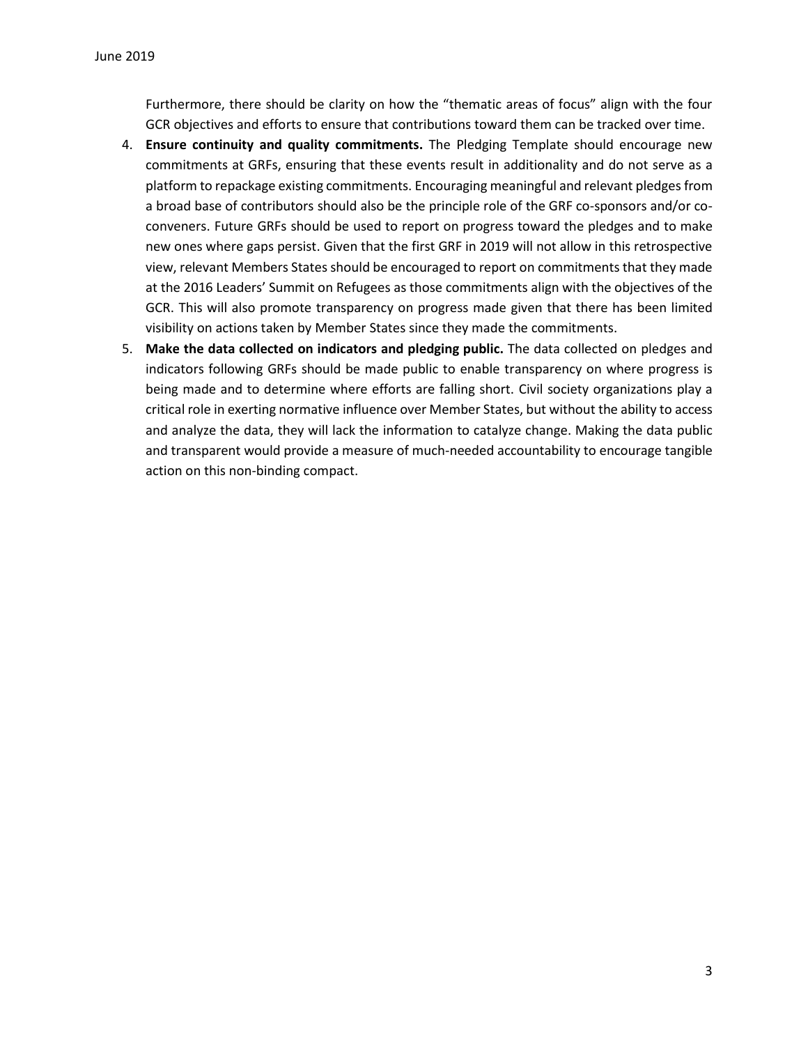Furthermore, there should be clarity on how the "thematic areas of focus" align with the four GCR objectives and efforts to ensure that contributions toward them can be tracked over time.

4. **Ensure continuity and quality commitments.** The Pledging Template should encourage new commitments at GRFs, ensuring that these events result in additionality and do not serve as a platform to repackage existing commitments. Encouraging meaningful and relevant pledges from a broad base of contributors should also be the principle role of the GRF co-sponsors and/or co-conveners. Future GRFs should be used to report on progress toward the pledges and to make new ones where gaps persist. Given that the first GRF in 2019 will not allow in this retrospective view, relevant Members States should be encouraged to report on commitments that they made at the 2016 Leaders' Summit on Refugees as those commitments align with the objectives of the GCR. This will also promote transparency on progress made given that there has been limited visibility on actions taken by Member States since they made the commitments.
5. **Make the data collected on indicators and pledging public.** The data collected on pledges and indicators following GRFs should be made public to enable transparency on where progress is being made and to determine where efforts are falling short. Civil society organizations play a critical role in exerting normative influence over Member States, but without the ability to access and analyze the data, they will lack the information to catalyze change. Making the data public and transparent would provide a measure of much-needed accountability to encourage tangible action on this non-binding compact.